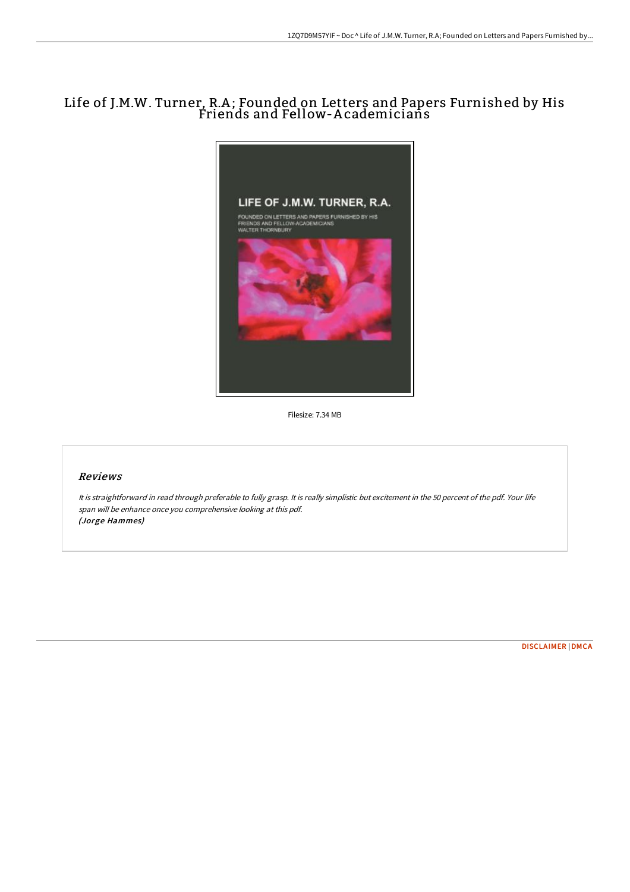# Life of J.M.W. Turner, R.A; Founded on Letters and Papers Furnished by His Friends and Fellow-Academicians

Filesize: 7.34 MB

## Reviews

*It is straightforward in read through preferable to fully grasp. It is really simplistic but excitement in the 50 percent of the pdf. Your life span will be enhance once you comprehensive looking at this pdf.*
*(Jorge Hammes)*

DISCLAIMER | DMCA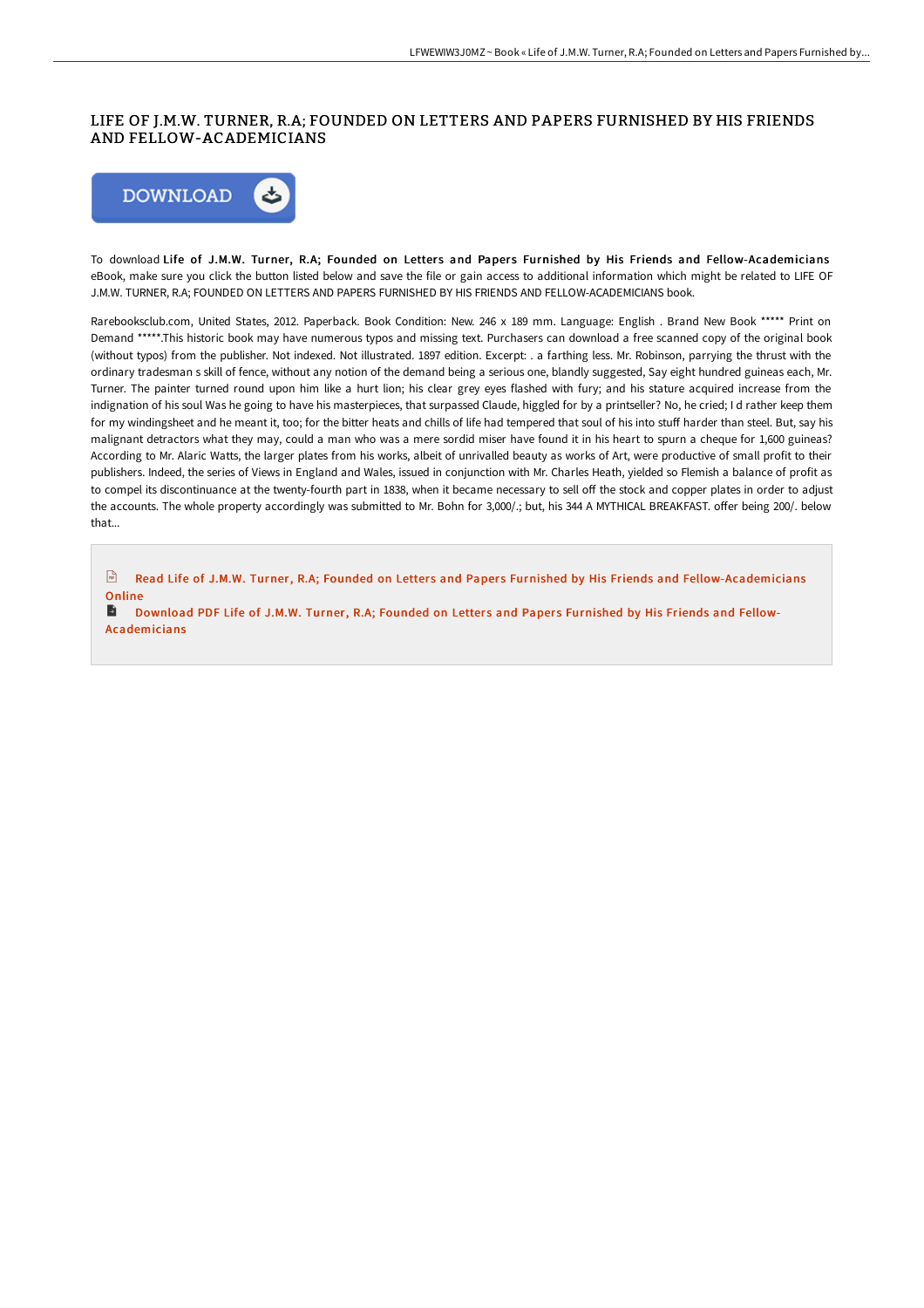# LIFE OF J.M.W. TURNER, R.A; FOUNDED ON LETTERS AND PAPERS FURNISHED BY HIS FRIENDS AND FELLOW-ACADEMICIANS

DOWNLOAD

To download **Life of J.M.W. Turner, R.A; Founded on Letters and Papers Furnished by His Friends and Fellow-Academicians** eBook, make sure you click the button listed below and save the file or gain access to additional information which might be related to LIFE OF J.M.W. TURNER, R.A; FOUNDED ON LETTERS AND PAPERS FURNISHED BY HIS FRIENDS AND FELLOW-ACADEMICIANS book.

Rarebooksclub.com, United States, 2012. Paperback. Book Condition: New. 246 x 189 mm. Language: English . Brand New Book ***** Print on Demand *****.This historic book may have numerous typos and missing text. Purchasers can download a free scanned copy of the original book (without typos) from the publisher. Not indexed. Not illustrated. 1897 edition. Excerpt: . a farthing less. Mr. Robinson, parrying the thrust with the ordinary tradesman s skill of fence, without any notion of the demand being a serious one, blandly suggested, Say eight hundred guineas each, Mr. Turner. The painter turned round upon him like a hurt lion; his clear grey eyes flashed with fury; and his stature acquired increase from the indignation of his soul Was he going to have his masterpieces, that surpassed Claude, higgled for by a printseller? No, he cried; I d rather keep them for my windingsheet and he meant it, too; for the bitter heats and chills of life had tempered that soul of his into stuff harder than steel. But, say his malignant detractors what they may, could a man who was a mere sordid miser have found it in his heart to spurn a cheque for 1,600 guineas? According to Mr. Alaric Watts, the larger plates from his works, albeit of unrivalled beauty as works of Art, were productive of small profit to their publishers. Indeed, the series of Views in England and Wales, issued in conjunction with Mr. Charles Heath, yielded so Flemish a balance of profit as to compel its discontinuance at the twenty-fourth part in 1838, when it became necessary to sell off the stock and copper plates in order to adjust the accounts. The whole property accordingly was submitted to Mr. Bohn for 3,000/.; but, his 344 A MYTHICAL BREAKFAST. offer being 200/. below that...

Read Life of J.M.W. Turner, R.A; Founded on Letters and Papers Furnished by His Friends and Fellow-Academicians Online

Download PDF Life of J.M.W. Turner, R.A; Founded on Letters and Papers Furnished by His Friends and Fellow-Academicians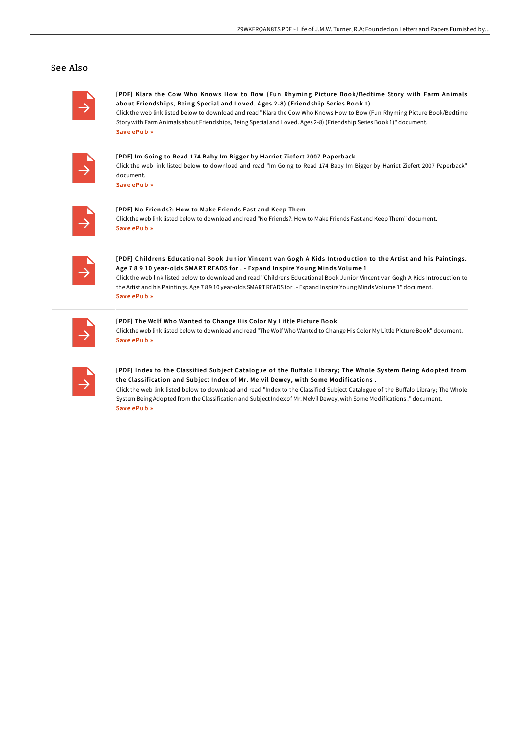## See Also

**[PDF] Klara the Cow Who Knows How to Bow (Fun Rhyming Picture Book/Bedtime Story with Farm Animals about Friendships, Being Special and Loved. Ages 2-8) (Friendship Series Book 1)**

Click the web link listed below to download and read "Klara the Cow Who Knows How to Bow (Fun Rhyming Picture Book/Bedtime Story with Farm Animals about Friendships, Being Special and Loved. Ages 2-8) (Friendship Series Book 1)" document.

Save ePub »

**[PDF] Im Going to Read 174 Baby Im Bigger by Harriet Ziefert 2007 Paperback**

Click the web link listed below to download and read "Im Going to Read 174 Baby Im Bigger by Harriet Ziefert 2007 Paperback" document.

Save ePub »

**[PDF] No Friends?: How to Make Friends Fast and Keep Them**

Click the web link listed below to download and read "No Friends?: How to Make Friends Fast and Keep Them" document.

Save ePub »

**[PDF] Childrens Educational Book Junior Vincent van Gogh A Kids Introduction to the Artist and his Paintings. Age 7 8 9 10 year-olds SMART READS for . - Expand Inspire Young Minds Volume 1**

Click the web link listed below to download and read "Childrens Educational Book Junior Vincent van Gogh A Kids Introduction to the Artist and his Paintings. Age 7 8 9 10 year-olds SMART READS for . - Expand Inspire Young Minds Volume 1" document.

Save ePub »

**[PDF] The Wolf Who Wanted to Change His Color My Little Picture Book**

Click the web link listed below to download and read "The Wolf Who Wanted to Change His Color My Little Picture Book" document.

Save ePub »

**[PDF] Index to the Classified Subject Catalogue of the Buffalo Library; The Whole System Being Adopted from the Classification and Subject Index of Mr. Melvil Dewey, with Some Modifications .**

Click the web link listed below to download and read "Index to the Classified Subject Catalogue of the Buffalo Library; The Whole System Being Adopted from the Classification and Subject Index of Mr. Melvil Dewey, with Some Modifications ." document.

Save ePub »